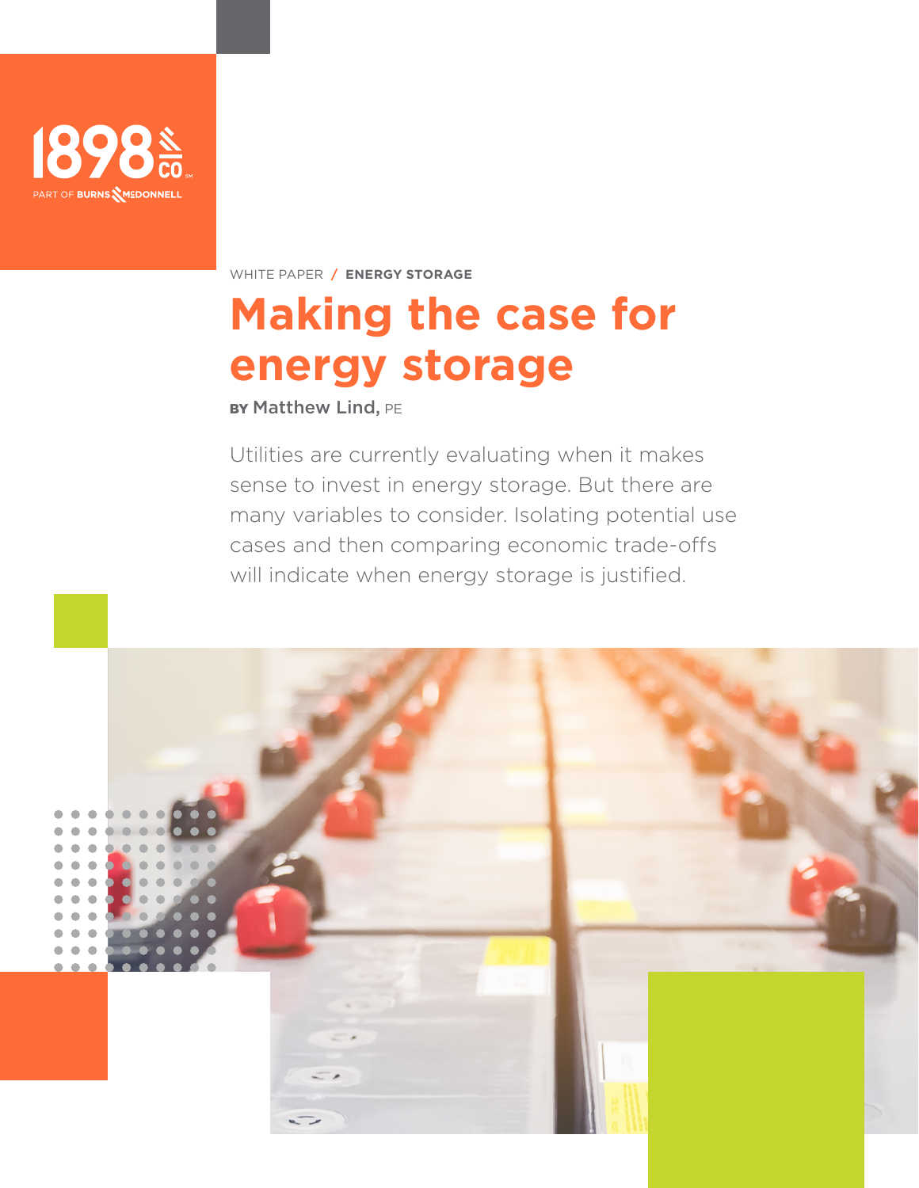1898 & CO

PART OF BURNS & McDONNELL

WHITE PAPER / **ENERGY STORAGE**

# Making the case for energy storage

**BY** Matthew Lind, PE

Utilities are currently evaluating when it makes sense to invest in energy storage. But there are many variables to consider. Isolating potential use cases and then comparing economic trade-offs will indicate when energy storage is justified.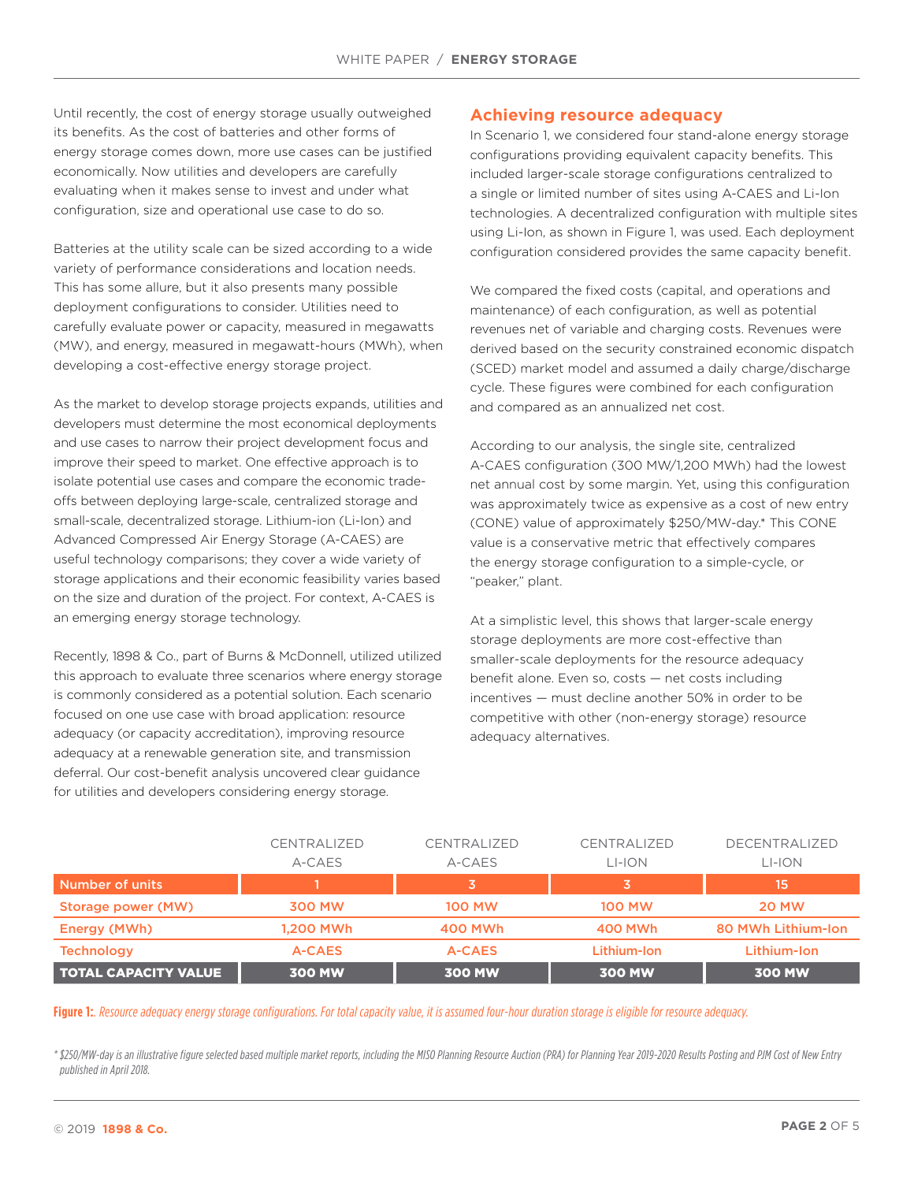Until recently, the cost of energy storage usually outweighed its benefits. As the cost of batteries and other forms of energy storage comes down, more use cases can be justified economically. Now utilities and developers are carefully evaluating when it makes sense to invest and under what configuration, size and operational use case to do so.

Batteries at the utility scale can be sized according to a wide variety of performance considerations and location needs. This has some allure, but it also presents many possible deployment configurations to consider. Utilities need to carefully evaluate power or capacity, measured in megawatts (MW), and energy, measured in megawatt-hours (MWh), when developing a cost-effective energy storage project.

As the market to develop storage projects expands, utilities and developers must determine the most economical deployments and use cases to narrow their project development focus and improve their speed to market. One effective approach is to isolate potential use cases and compare the economic trade-offs between deploying large-scale, centralized storage and small-scale, decentralized storage. Lithium-ion (Li-Ion) and Advanced Compressed Air Energy Storage (A-CAES) are useful technology comparisons; they cover a wide variety of storage applications and their economic feasibility varies based on the size and duration of the project. For context, A-CAES is an emerging energy storage technology.

Recently, 1898 & Co., part of Burns & McDonnell, utilized utilized this approach to evaluate three scenarios where energy storage is commonly considered as a potential solution. Each scenario focused on one use case with broad application: resource adequacy (or capacity accreditation), improving resource adequacy at a renewable generation site, and transmission deferral. Our cost-benefit analysis uncovered clear guidance for utilities and developers considering energy storage.

## Achieving resource adequacy

In Scenario 1, we considered four stand-alone energy storage configurations providing equivalent capacity benefits. This included larger-scale storage configurations centralized to a single or limited number of sites using A-CAES and Li-Ion technologies. A decentralized configuration with multiple sites using Li-Ion, as shown in Figure 1, was used. Each deployment configuration considered provides the same capacity benefit.

We compared the fixed costs (capital, and operations and maintenance) of each configuration, as well as potential revenues net of variable and charging costs. Revenues were derived based on the security constrained economic dispatch (SCED) market model and assumed a daily charge/discharge cycle. These figures were combined for each configuration and compared as an annualized net cost.

According to our analysis, the single site, centralized A-CAES configuration (300 MW/1,200 MWh) had the lowest net annual cost by some margin. Yet, using this configuration was approximately twice as expensive as a cost of new entry (CONE) value of approximately $250/MW-day.* This CONE value is a conservative metric that effectively compares the energy storage configuration to a simple-cycle, or "peaker," plant.

At a simplistic level, this shows that larger-scale energy storage deployments are more cost-effective than smaller-scale deployments for the resource adequacy benefit alone. Even so, costs — net costs including incentives — must decline another 50% in order to be competitive with other (non-energy storage) resource adequacy alternatives.

| | CENTRALIZED A-CAES | CENTRALIZED A-CAES | CENTRALIZED LI-ION | DECENTRALIZED LI-ION |
|---|---|---|---|---|
| Number of units | 1 | 3 | 3 | 15 |
| Storage power (MW) | 300 MW | 100 MW | 100 MW | 20 MW |
| Energy (MWh) | 1,200 MWh | 400 MWh | 400 MWh | 80 MWh Lithium-Ion |
| Technology | A-CAES | A-CAES | Lithium-Ion | Lithium-Ion |
| **TOTAL CAPACITY VALUE** | **300 MW** | **300 MW** | **300 MW** | **300 MW** |

**Figure 1:**. *Resource adequacy energy storage configurations. For total capacity value, it is assumed four-hour duration storage is eligible for resource adequacy.*

*\* $250/MW-day is an illustrative figure selected based multiple market reports, including the MISO Planning Resource Auction (PRA) for Planning Year 2019-2020 Results Posting and PJM Cost of New Entry published in April 2018.*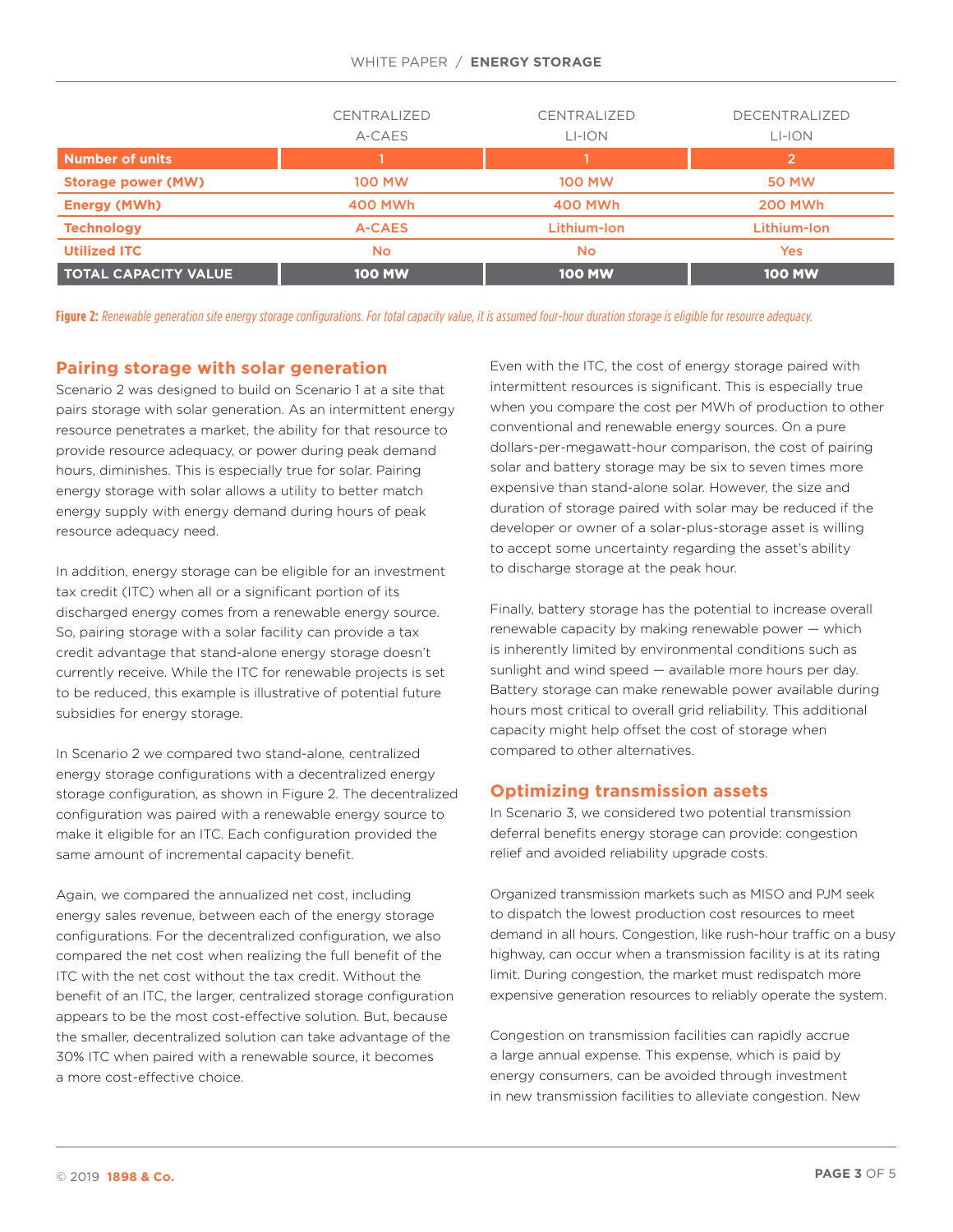| | CENTRALIZED A-CAES | CENTRALIZED LI-ION | DECENTRALIZED LI-ION |
|---|---|---|---|
| **Number of units** | 1 | 1 | 2 |
| **Storage power (MW)** | 100 MW | 100 MW | 50 MW |
| **Energy (MWh)** | 400 MWh | 400 MWh | 200 MWh |
| **Technology** | A-CAES | Lithium-Ion | Lithium-Ion |
| **Utilized ITC** | No | No | Yes |
| **TOTAL CAPACITY VALUE** | 100 MW | 100 MW | 100 MW |

**Figure 2:** *Renewable generation site energy storage configurations. For total capacity value, it is assumed four-hour duration storage is eligible for resource adequacy.*

## Pairing storage with solar generation

Scenario 2 was designed to build on Scenario 1 at a site that pairs storage with solar generation. As an intermittent energy resource penetrates a market, the ability for that resource to provide resource adequacy, or power during peak demand hours, diminishes. This is especially true for solar. Pairing energy storage with solar allows a utility to better match energy supply with energy demand during hours of peak resource adequacy need.

In addition, energy storage can be eligible for an investment tax credit (ITC) when all or a significant portion of its discharged energy comes from a renewable energy source. So, pairing storage with a solar facility can provide a tax credit advantage that stand-alone energy storage doesn't currently receive. While the ITC for renewable projects is set to be reduced, this example is illustrative of potential future subsidies for energy storage.

In Scenario 2 we compared two stand-alone, centralized energy storage configurations with a decentralized energy storage configuration, as shown in Figure 2. The decentralized configuration was paired with a renewable energy source to make it eligible for an ITC. Each configuration provided the same amount of incremental capacity benefit.

Again, we compared the annualized net cost, including energy sales revenue, between each of the energy storage configurations. For the decentralized configuration, we also compared the net cost when realizing the full benefit of the ITC with the net cost without the tax credit. Without the benefit of an ITC, the larger, centralized storage configuration appears to be the most cost-effective solution. But, because the smaller, decentralized solution can take advantage of the 30% ITC when paired with a renewable source, it becomes a more cost-effective choice.

Even with the ITC, the cost of energy storage paired with intermittent resources is significant. This is especially true when you compare the cost per MWh of production to other conventional and renewable energy sources. On a pure dollars-per-megawatt-hour comparison, the cost of pairing solar and battery storage may be six to seven times more expensive than stand-alone solar. However, the size and duration of storage paired with solar may be reduced if the developer or owner of a solar-plus-storage asset is willing to accept some uncertainty regarding the asset's ability to discharge storage at the peak hour.

Finally, battery storage has the potential to increase overall renewable capacity by making renewable power — which is inherently limited by environmental conditions such as sunlight and wind speed — available more hours per day. Battery storage can make renewable power available during hours most critical to overall grid reliability. This additional capacity might help offset the cost of storage when compared to other alternatives.

## Optimizing transmission assets

In Scenario 3, we considered two potential transmission deferral benefits energy storage can provide: congestion relief and avoided reliability upgrade costs.

Organized transmission markets such as MISO and PJM seek to dispatch the lowest production cost resources to meet demand in all hours. Congestion, like rush-hour traffic on a busy highway, can occur when a transmission facility is at its rating limit. During congestion, the market must redispatch more expensive generation resources to reliably operate the system.

Congestion on transmission facilities can rapidly accrue a large annual expense. This expense, which is paid by energy consumers, can be avoided through investment in new transmission facilities to alleviate congestion. New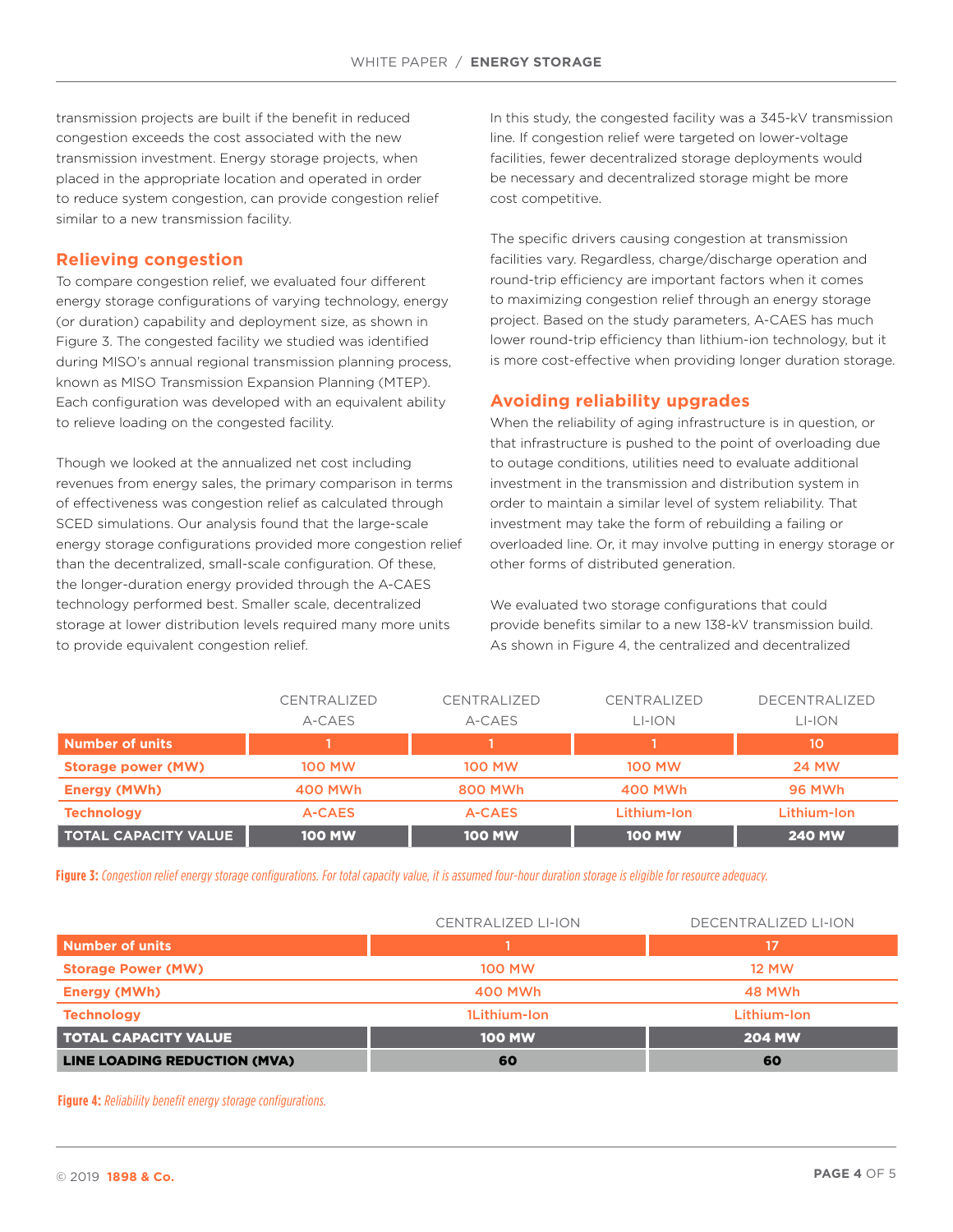transmission projects are built if the benefit in reduced congestion exceeds the cost associated with the new transmission investment. Energy storage projects, when placed in the appropriate location and operated in order to reduce system congestion, can provide congestion relief similar to a new transmission facility.

## Relieving congestion

To compare congestion relief, we evaluated four different energy storage configurations of varying technology, energy (or duration) capability and deployment size, as shown in Figure 3. The congested facility we studied was identified during MISO's annual regional transmission planning process, known as MISO Transmission Expansion Planning (MTEP). Each configuration was developed with an equivalent ability to relieve loading on the congested facility.

Though we looked at the annualized net cost including revenues from energy sales, the primary comparison in terms of effectiveness was congestion relief as calculated through SCED simulations. Our analysis found that the large-scale energy storage configurations provided more congestion relief than the decentralized, small-scale configuration. Of these, the longer-duration energy provided through the A-CAES technology performed best. Smaller scale, decentralized storage at lower distribution levels required many more units to provide equivalent congestion relief.

In this study, the congested facility was a 345-kV transmission line. If congestion relief were targeted on lower-voltage facilities, fewer decentralized storage deployments would be necessary and decentralized storage might be more cost competitive.

The specific drivers causing congestion at transmission facilities vary. Regardless, charge/discharge operation and round-trip efficiency are important factors when it comes to maximizing congestion relief through an energy storage project. Based on the study parameters, A-CAES has much lower round-trip efficiency than lithium-ion technology, but it is more cost-effective when providing longer duration storage.

## Avoiding reliability upgrades

When the reliability of aging infrastructure is in question, or that infrastructure is pushed to the point of overloading due to outage conditions, utilities need to evaluate additional investment in the transmission and distribution system in order to maintain a similar level of system reliability. That investment may take the form of rebuilding a failing or overloaded line. Or, it may involve putting in energy storage or other forms of distributed generation.

We evaluated two storage configurations that could provide benefits similar to a new 138-kV transmission build. As shown in Figure 4, the centralized and decentralized

| | CENTRALIZED A-CAES | CENTRALIZED A-CAES | CENTRALIZED LI-ION | DECENTRALIZED LI-ION |
|---|---|---|---|---|
| **Number of units** | 1 | 1 | 1 | 10 |
| **Storage power (MW)** | 100 MW | 100 MW | 100 MW | 24 MW |
| **Energy (MWh)** | 400 MWh | 800 MWh | 400 MWh | 96 MWh |
| **Technology** | A-CAES | A-CAES | Lithium-Ion | Lithium-Ion |
| **TOTAL CAPACITY VALUE** | **100 MW** | **100 MW** | **100 MW** | **240 MW** |

**Figure 3:** *Congestion relief energy storage configurations. For total capacity value, it is assumed four-hour duration storage is eligible for resource adequacy.*

| | CENTRALIZED LI-ION | DECENTRALIZED LI-ION |
|---|---|---|
| **Number of units** | 1 | 17 |
| **Storage Power (MW)** | 100 MW | 12 MW |
| **Energy (MWh)** | 400 MWh | 48 MWh |
| **Technology** | 1Lithium-Ion | Lithium-Ion |
| **TOTAL CAPACITY VALUE** | **100 MW** | **204 MW** |
| **LINE LOADING REDUCTION (MVA)** | **60** | **60** |

**Figure 4:** *Reliability benefit energy storage configurations.*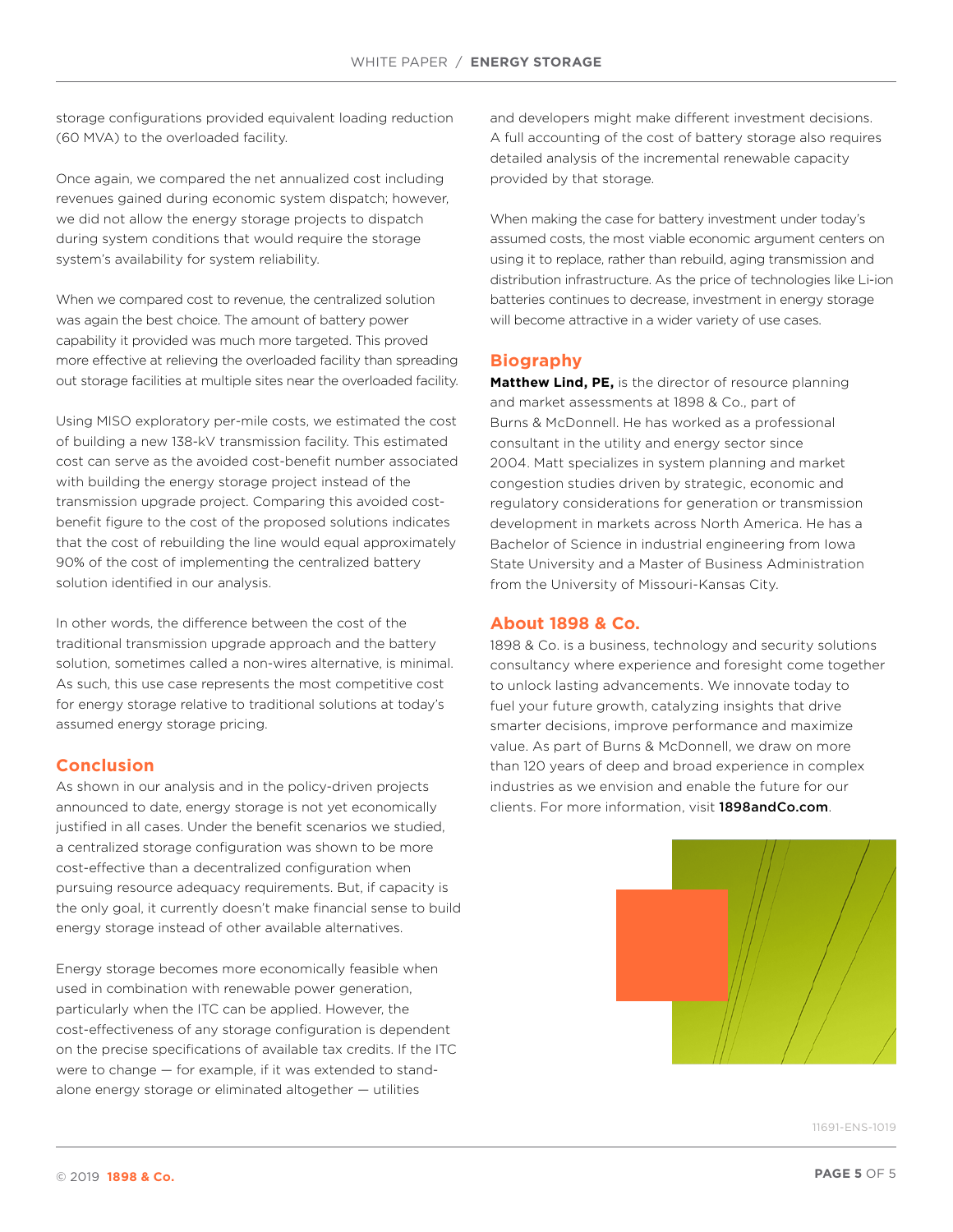storage configurations provided equivalent loading reduction (60 MVA) to the overloaded facility.

Once again, we compared the net annualized cost including revenues gained during economic system dispatch; however, we did not allow the energy storage projects to dispatch during system conditions that would require the storage system's availability for system reliability.

When we compared cost to revenue, the centralized solution was again the best choice. The amount of battery power capability it provided was much more targeted. This proved more effective at relieving the overloaded facility than spreading out storage facilities at multiple sites near the overloaded facility.

Using MISO exploratory per-mile costs, we estimated the cost of building a new 138-kV transmission facility. This estimated cost can serve as the avoided cost-benefit number associated with building the energy storage project instead of the transmission upgrade project. Comparing this avoided cost-benefit figure to the cost of the proposed solutions indicates that the cost of rebuilding the line would equal approximately 90% of the cost of implementing the centralized battery solution identified in our analysis.

In other words, the difference between the cost of the traditional transmission upgrade approach and the battery solution, sometimes called a non-wires alternative, is minimal. As such, this use case represents the most competitive cost for energy storage relative to traditional solutions at today's assumed energy storage pricing.

## Conclusion

As shown in our analysis and in the policy-driven projects announced to date, energy storage is not yet economically justified in all cases. Under the benefit scenarios we studied, a centralized storage configuration was shown to be more cost-effective than a decentralized configuration when pursuing resource adequacy requirements. But, if capacity is the only goal, it currently doesn't make financial sense to build energy storage instead of other available alternatives.

Energy storage becomes more economically feasible when used in combination with renewable power generation, particularly when the ITC can be applied. However, the cost-effectiveness of any storage configuration is dependent on the precise specifications of available tax credits. If the ITC were to change — for example, if it was extended to stand-alone energy storage or eliminated altogether — utilities and developers might make different investment decisions. A full accounting of the cost of battery storage also requires detailed analysis of the incremental renewable capacity provided by that storage.

When making the case for battery investment under today's assumed costs, the most viable economic argument centers on using it to replace, rather than rebuild, aging transmission and distribution infrastructure. As the price of technologies like Li-ion batteries continues to decrease, investment in energy storage will become attractive in a wider variety of use cases.

## Biography

**Matthew Lind, PE,** is the director of resource planning and market assessments at 1898 & Co., part of Burns & McDonnell. He has worked as a professional consultant in the utility and energy sector since 2004. Matt specializes in system planning and market congestion studies driven by strategic, economic and regulatory considerations for generation or transmission development in markets across North America. He has a Bachelor of Science in industrial engineering from Iowa State University and a Master of Business Administration from the University of Missouri-Kansas City.

## About 1898 & Co.

1898 & Co. is a business, technology and security solutions consultancy where experience and foresight come together to unlock lasting advancements. We innovate today to fuel your future growth, catalyzing insights that drive smarter decisions, improve performance and maximize value. As part of Burns & McDonnell, we draw on more than 120 years of deep and broad experience in complex industries as we envision and enable the future for our clients. For more information, visit **1898andCo.com**.

11691-ENS-1019

© 2019 **1898 & Co.**